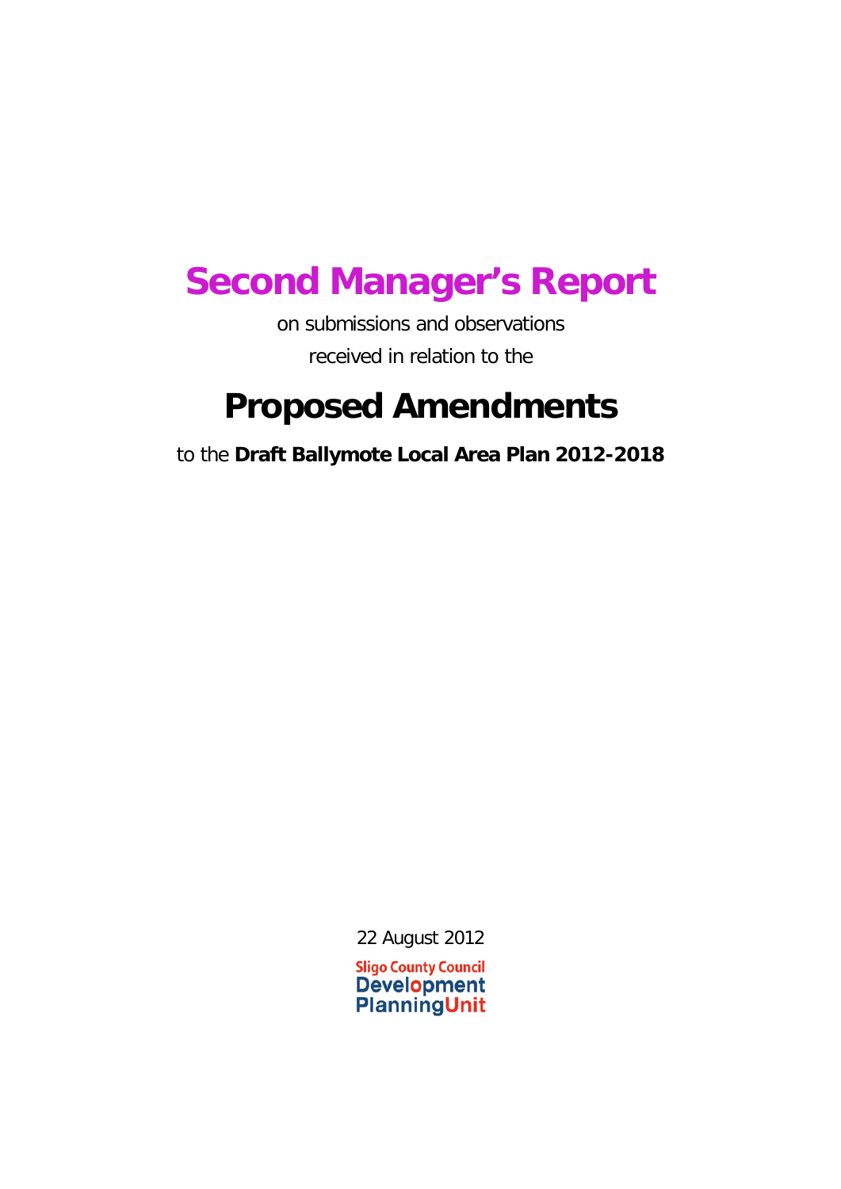# Second Manager's Report

on submissions and observations

received in relation to the

# Proposed Amendments

to the **Draft Ballymote Local Area Plan 2012-2018**

22 August 2012

Sligo County Council
Development
PlanningUnit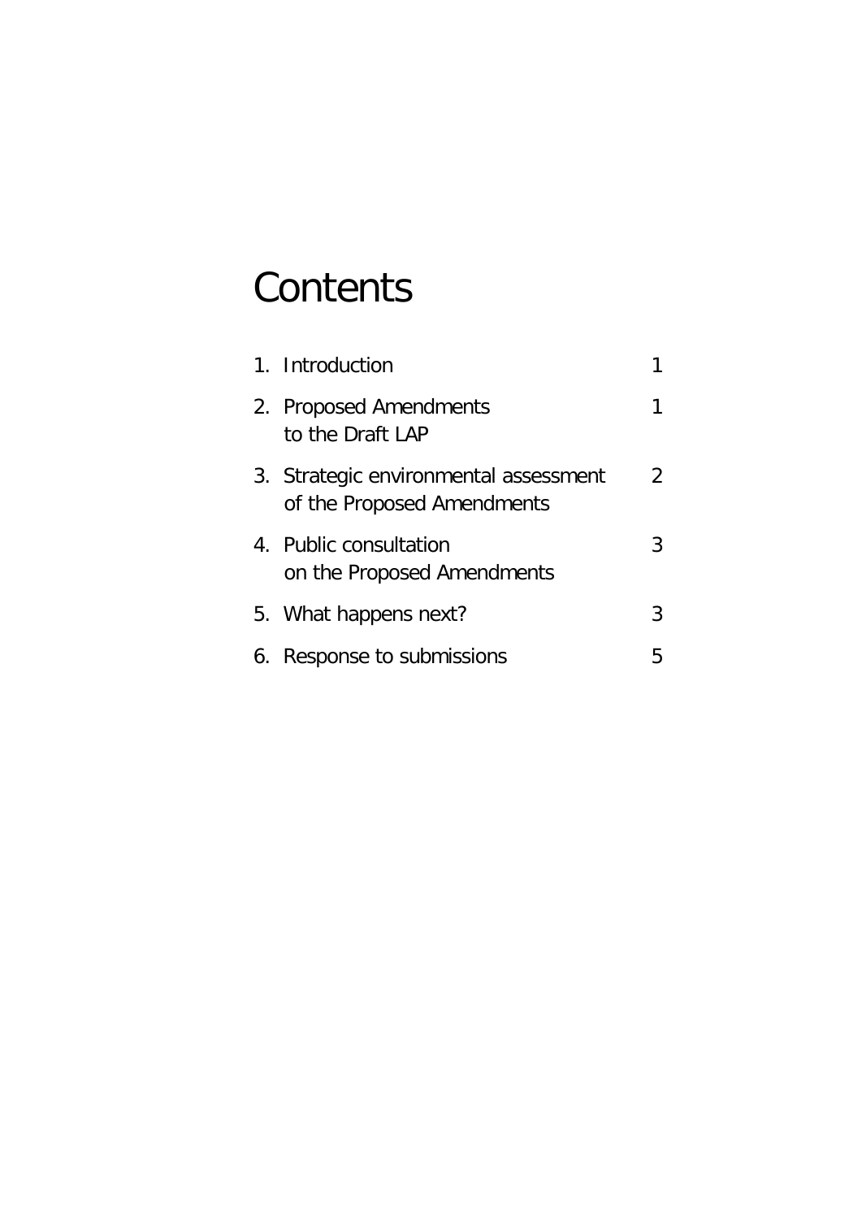# Contents

| | |
|---|---|
| 1. Introduction | 1 |
| 2. Proposed Amendments to the Draft LAP | 1 |
| 3. Strategic environmental assessment of the Proposed Amendments | 2 |
| 4. Public consultation on the Proposed Amendments | 3 |
| 5. What happens next? | 3 |
| 6. Response to submissions | 5 |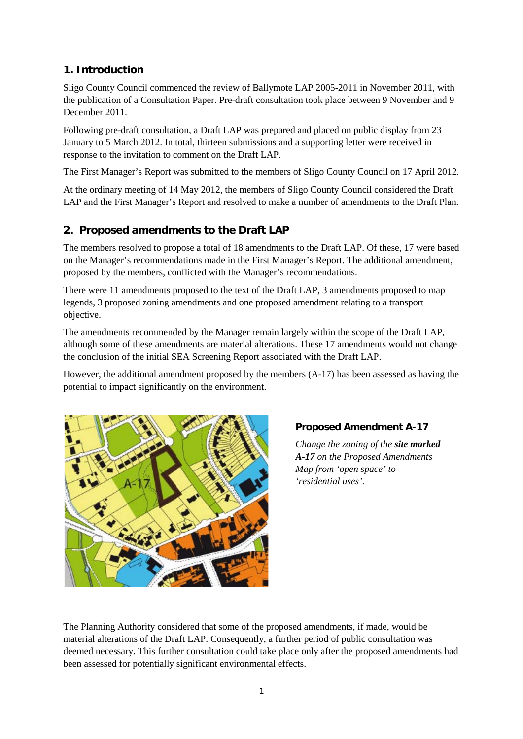## 1. Introduction

Sligo County Council commenced the review of Ballymote LAP 2005-2011 in November 2011, with the publication of a Consultation Paper. Pre-draft consultation took place between 9 November and 9 December 2011.

Following pre-draft consultation, a Draft LAP was prepared and placed on public display from 23 January to 5 March 2012. In total, thirteen submissions and a supporting letter were received in response to the invitation to comment on the Draft LAP.

The First Manager's Report was submitted to the members of Sligo County Council on 17 April 2012.

At the ordinary meeting of 14 May 2012, the members of Sligo County Council considered the Draft LAP and the First Manager's Report and resolved to make a number of amendments to the Draft Plan.

## 2. Proposed amendments to the Draft LAP

The members resolved to propose a total of 18 amendments to the Draft LAP. Of these, 17 were based on the Manager's recommendations made in the First Manager's Report. The additional amendment, proposed by the members, conflicted with the Manager's recommendations.

There were 11 amendments proposed to the text of the Draft LAP, 3 amendments proposed to map legends, 3 proposed zoning amendments and one proposed amendment relating to a transport objective.

The amendments recommended by the Manager remain largely within the scope of the Draft LAP, although some of these amendments are material alterations. These 17 amendments would not change the conclusion of the initial SEA Screening Report associated with the Draft LAP.

However, the additional amendment proposed by the members (A-17) has been assessed as having the potential to impact significantly on the environment.

### Proposed Amendment A-17

*Change the zoning of the* ***site marked A-17*** *on the Proposed Amendments Map from 'open space' to 'residential uses'.*

The Planning Authority considered that some of the proposed amendments, if made, would be material alterations of the Draft LAP. Consequently, a further period of public consultation was deemed necessary. This further consultation could take place only after the proposed amendments had been assessed for potentially significant environmental effects.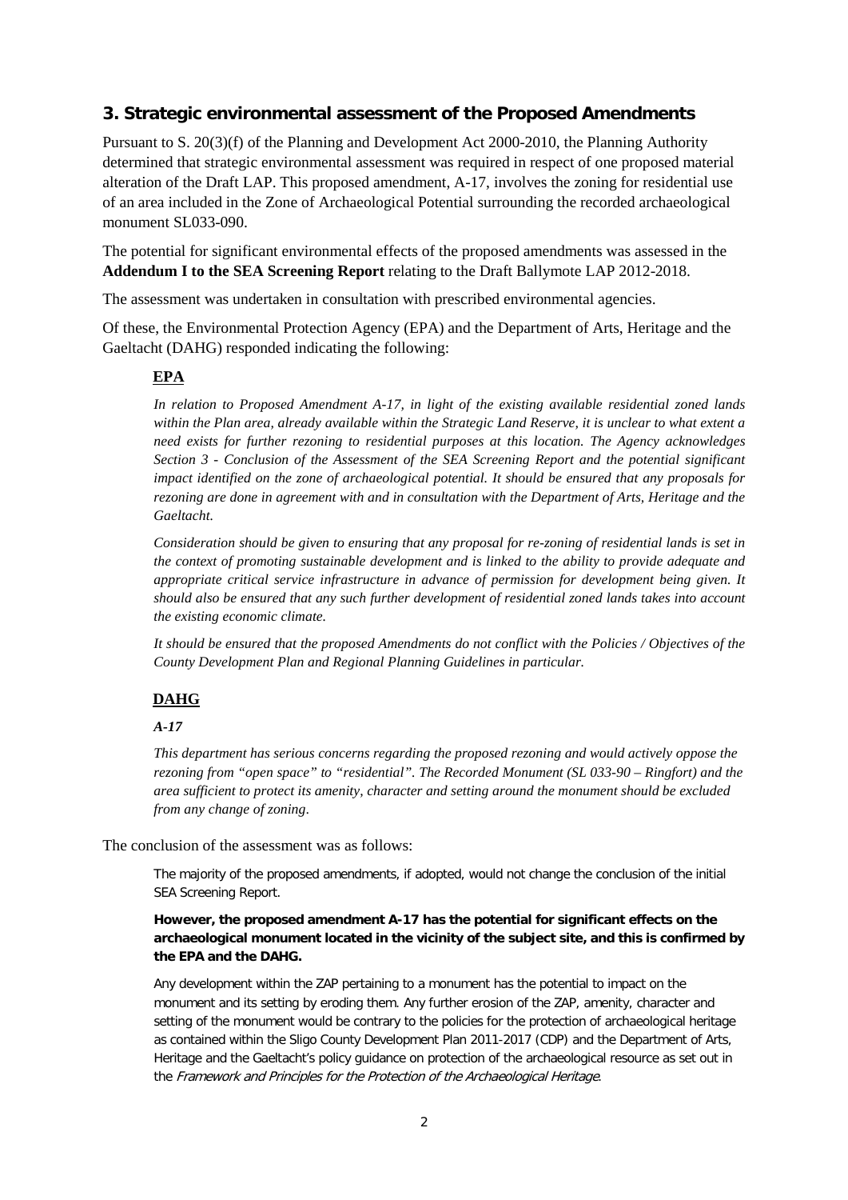## 3. Strategic environmental assessment of the Proposed Amendments

Pursuant to S. 20(3)(f) of the Planning and Development Act 2000-2010, the Planning Authority determined that strategic environmental assessment was required in respect of one proposed material alteration of the Draft LAP. This proposed amendment, A-17, involves the zoning for residential use of an area included in the Zone of Archaeological Potential surrounding the recorded archaeological monument SL033-090.

The potential for significant environmental effects of the proposed amendments was assessed in the **Addendum I to the SEA Screening Report** relating to the Draft Ballymote LAP 2012-2018.

The assessment was undertaken in consultation with prescribed environmental agencies.

Of these, the Environmental Protection Agency (EPA) and the Department of Arts, Heritage and the Gaeltacht (DAHG) responded indicating the following:

**EPA**

*In relation to Proposed Amendment A-17, in light of the existing available residential zoned lands within the Plan area, already available within the Strategic Land Reserve, it is unclear to what extent a need exists for further rezoning to residential purposes at this location. The Agency acknowledges Section 3 - Conclusion of the Assessment of the SEA Screening Report and the potential significant impact identified on the zone of archaeological potential. It should be ensured that any proposals for rezoning are done in agreement with and in consultation with the Department of Arts, Heritage and the Gaeltacht.*

*Consideration should be given to ensuring that any proposal for re-zoning of residential lands is set in the context of promoting sustainable development and is linked to the ability to provide adequate and appropriate critical service infrastructure in advance of permission for development being given. It should also be ensured that any such further development of residential zoned lands takes into account the existing economic climate.*

*It should be ensured that the proposed Amendments do not conflict with the Policies / Objectives of the County Development Plan and Regional Planning Guidelines in particular.*

**DAHG**

***A-17***

*This department has serious concerns regarding the proposed rezoning and would actively oppose the rezoning from "open space" to "residential". The Recorded Monument (SL 033-90 – Ringfort) and the area sufficient to protect its amenity, character and setting around the monument should be excluded from any change of zoning.*

The conclusion of the assessment was as follows:

> The majority of the proposed amendments, if adopted, would not change the conclusion of the initial SEA Screening Report.
>
> **However, the proposed amendment A-17 has the potential for significant effects on the archaeological monument located in the vicinity of the subject site, and this is confirmed by the EPA and the DAHG.**
>
> Any development within the ZAP pertaining to a monument has the potential to impact on the monument and its setting by eroding them. Any further erosion of the ZAP, amenity, character and setting of the monument would be contrary to the policies for the protection of archaeological heritage as contained within the Sligo County Development Plan 2011-2017 (CDP) and the Department of Arts, Heritage and the Gaeltacht's policy guidance on protection of the archaeological resource as set out in the *Framework and Principles for the Protection of the Archaeological Heritage*.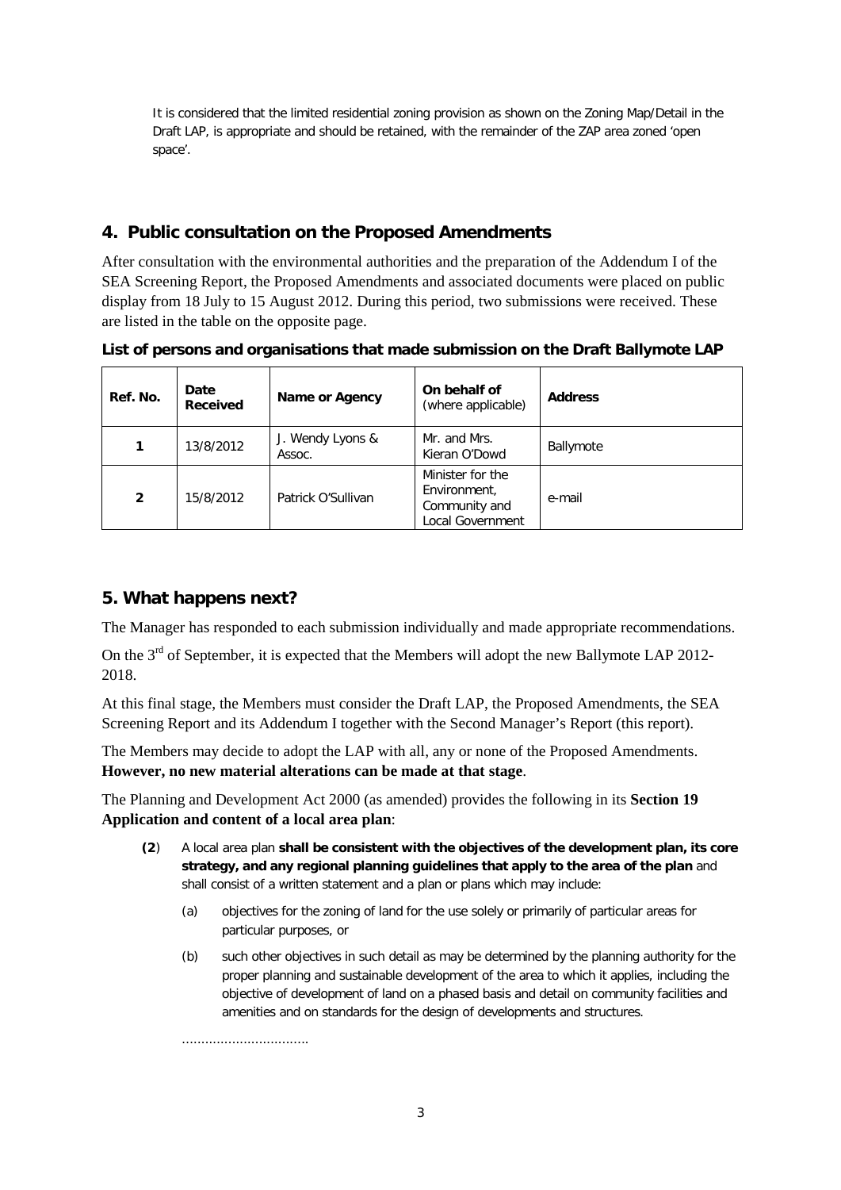It is considered that the limited residential zoning provision as shown on the Zoning Map/Detail in the Draft LAP, is appropriate and should be retained, with the remainder of the ZAP area zoned 'open space'.

## 4. Public consultation on the Proposed Amendments

After consultation with the environmental authorities and the preparation of the Addendum I of the SEA Screening Report, the Proposed Amendments and associated documents were placed on public display from 18 July to 15 August 2012. During this period, two submissions were received. These are listed in the table on the opposite page.

**List of persons and organisations that made submission on the Draft Ballymote LAP**

| Ref. No. | Date Received | Name or Agency | On behalf of (where applicable) | Address |
|---|---|---|---|---|
| **1** | 13/8/2012 | J. Wendy Lyons & Assoc. | Mr. and Mrs. Kieran O'Dowd | Ballymote |
| **2** | 15/8/2012 | Patrick O'Sullivan | Minister for the Environment, Community and Local Government | e-mail |

## 5. What happens next?

The Manager has responded to each submission individually and made appropriate recommendations.

On the 3rd of September, it is expected that the Members will adopt the new Ballymote LAP 2012-2018.

At this final stage, the Members must consider the Draft LAP, the Proposed Amendments, the SEA Screening Report and its Addendum I together with the Second Manager's Report (this report).

The Members may decide to adopt the LAP with all, any or none of the Proposed Amendments. **However, no new material alterations can be made at that stage**.

The Planning and Development Act 2000 (as amended) provides the following in its **Section 19 Application and content of a local area plan**:

> **(2)** A local area plan **shall be consistent with the objectives of the development plan, its core strategy, and any regional planning guidelines that apply to the area of the plan** and shall consist of a written statement and a plan or plans which may include:
>
> (a) objectives for the zoning of land for the use solely or primarily of particular areas for particular purposes, or
>
> (b) such other objectives in such detail as may be determined by the planning authority for the proper planning and sustainable development of the area to which it applies, including the objective of development of land on a phased basis and detail on community facilities and amenities and on standards for the design of developments and structures.
>
> ................................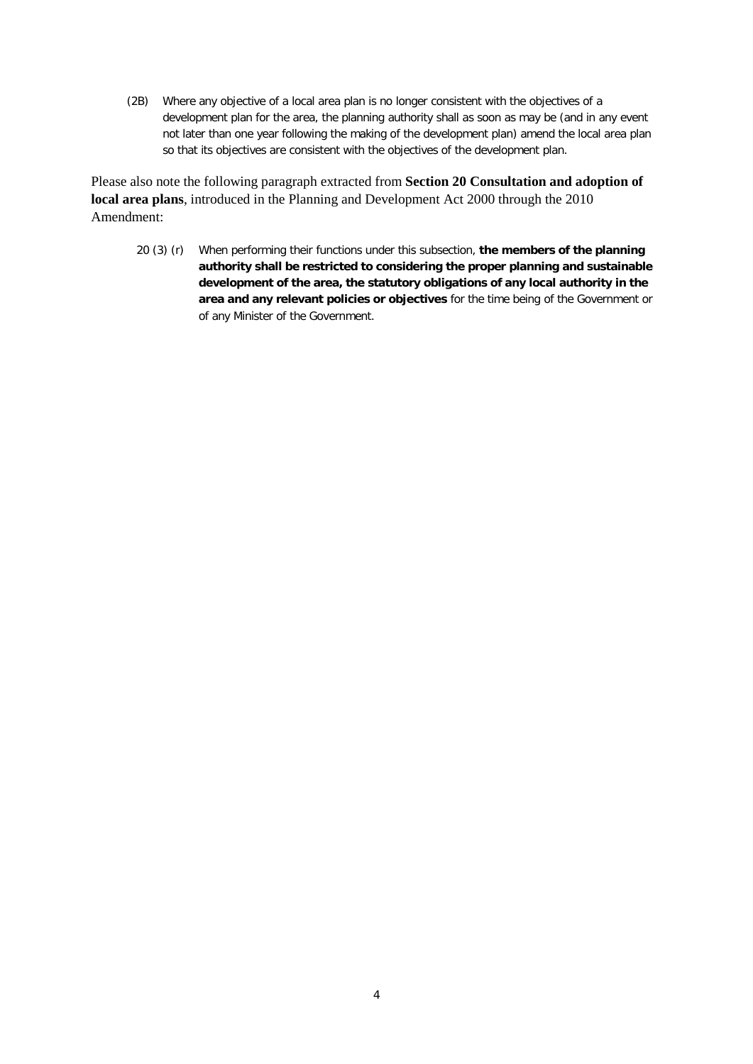(2B) Where any objective of a local area plan is no longer consistent with the objectives of a development plan for the area, the planning authority shall as soon as may be (and in any event not later than one year following the making of the development plan) amend the local area plan so that its objectives are consistent with the objectives of the development plan.

Please also note the following paragraph extracted from **Section 20 Consultation and adoption of local area plans**, introduced in the Planning and Development Act 2000 through the 2010 Amendment:

20 (3) (r) When performing their functions under this subsection, **the members of the planning authority shall be restricted to considering the proper planning and sustainable development of the area, the statutory obligations of any local authority in the area and any relevant policies or objectives** for the time being of the Government or of any Minister of the Government.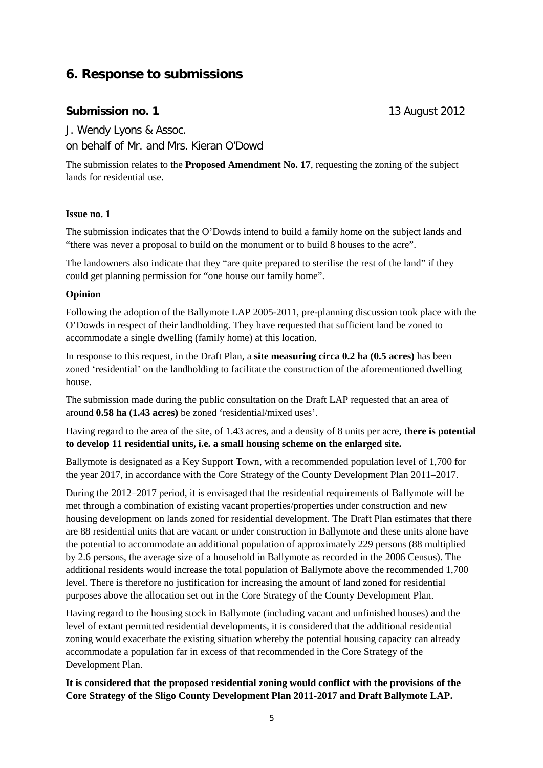## 6. Response to submissions

### Submission no. 1

13 August 2012

J. Wendy Lyons & Assoc.

on behalf of Mr. and Mrs. Kieran O'Dowd

The submission relates to the **Proposed Amendment No. 17**, requesting the zoning of the subject lands for residential use.

**Issue no. 1**

The submission indicates that the O'Dowds intend to build a family home on the subject lands and "there was never a proposal to build on the monument or to build 8 houses to the acre".

The landowners also indicate that they "are quite prepared to sterilise the rest of the land" if they could get planning permission for "one house our family home".

**Opinion**

Following the adoption of the Ballymote LAP 2005-2011, pre-planning discussion took place with the O'Dowds in respect of their landholding. They have requested that sufficient land be zoned to accommodate a single dwelling (family home) at this location.

In response to this request, in the Draft Plan, a **site measuring circa 0.2 ha (0.5 acres)** has been zoned 'residential' on the landholding to facilitate the construction of the aforementioned dwelling house.

The submission made during the public consultation on the Draft LAP requested that an area of around **0.58 ha (1.43 acres)** be zoned 'residential/mixed uses'.

Having regard to the area of the site, of 1.43 acres, and a density of 8 units per acre, **there is potential to develop 11 residential units, i.e. a small housing scheme on the enlarged site.**

Ballymote is designated as a Key Support Town, with a recommended population level of 1,700 for the year 2017, in accordance with the Core Strategy of the County Development Plan 2011–2017.

During the 2012–2017 period, it is envisaged that the residential requirements of Ballymote will be met through a combination of existing vacant properties/properties under construction and new housing development on lands zoned for residential development. The Draft Plan estimates that there are 88 residential units that are vacant or under construction in Ballymote and these units alone have the potential to accommodate an additional population of approximately 229 persons (88 multiplied by 2.6 persons, the average size of a household in Ballymote as recorded in the 2006 Census). The additional residents would increase the total population of Ballymote above the recommended 1,700 level. There is therefore no justification for increasing the amount of land zoned for residential purposes above the allocation set out in the Core Strategy of the County Development Plan.

Having regard to the housing stock in Ballymote (including vacant and unfinished houses) and the level of extant permitted residential developments, it is considered that the additional residential zoning would exacerbate the existing situation whereby the potential housing capacity can already accommodate a population far in excess of that recommended in the Core Strategy of the Development Plan.

**It is considered that the proposed residential zoning would conflict with the provisions of the Core Strategy of the Sligo County Development Plan 2011-2017 and Draft Ballymote LAP.**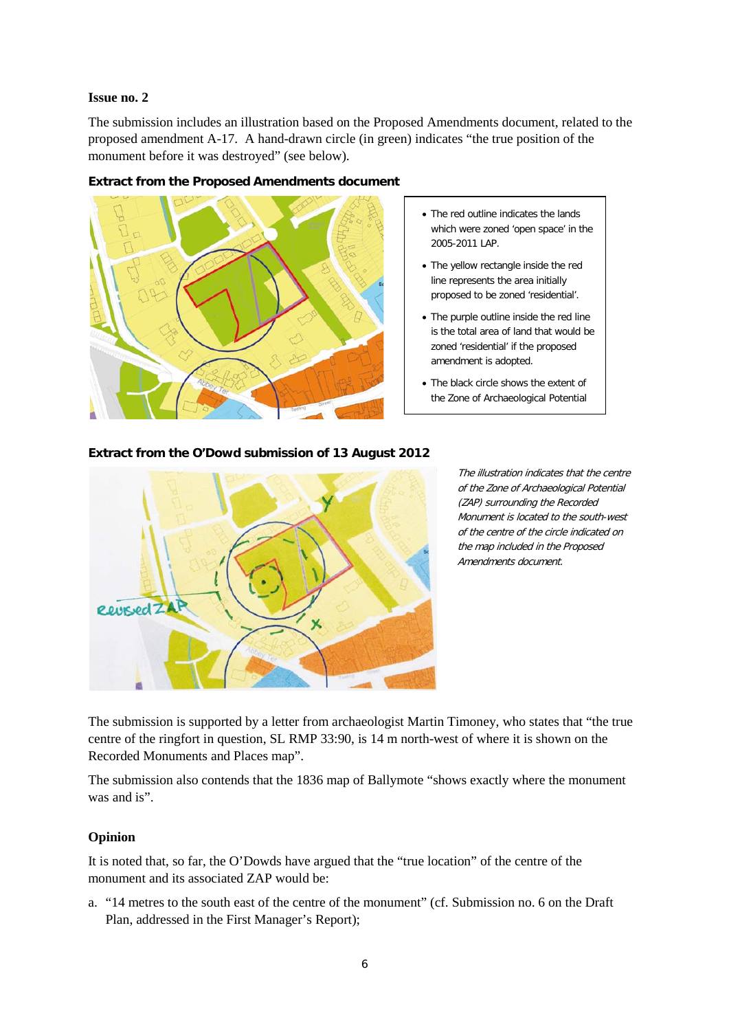**Issue no. 2**

The submission includes an illustration based on the Proposed Amendments document, related to the proposed amendment A-17. A hand-drawn circle (in green) indicates "the true position of the monument before it was destroyed" (see below).

**Extract from the Proposed Amendments document**

- The red outline indicates the lands which were zoned 'open space' in the 2005-2011 LAP.
- The yellow rectangle inside the red line represents the area initially proposed to be zoned 'residential'.
- The purple outline inside the red line is the total area of land that would be zoned 'residential' if the proposed amendment is adopted.
- The black circle shows the extent of the Zone of Archaeological Potential

**Extract from the O'Dowd submission of 13 August 2012**

*The illustration indicates that the centre of the Zone of Archaeological Potential (ZAP) surrounding the Recorded Monument is located to the south-west of the centre of the circle indicated on the map included in the Proposed Amendments document.*

The submission is supported by a letter from archaeologist Martin Timoney, who states that "the true centre of the ringfort in question, SL RMP 33:90, is 14 m north-west of where it is shown on the Recorded Monuments and Places map".

The submission also contends that the 1836 map of Ballymote "shows exactly where the monument was and is".

**Opinion**

It is noted that, so far, the O'Dowds have argued that the "true location" of the centre of the monument and its associated ZAP would be:

a. "14 metres to the south east of the centre of the monument" (cf. Submission no. 6 on the Draft Plan, addressed in the First Manager's Report);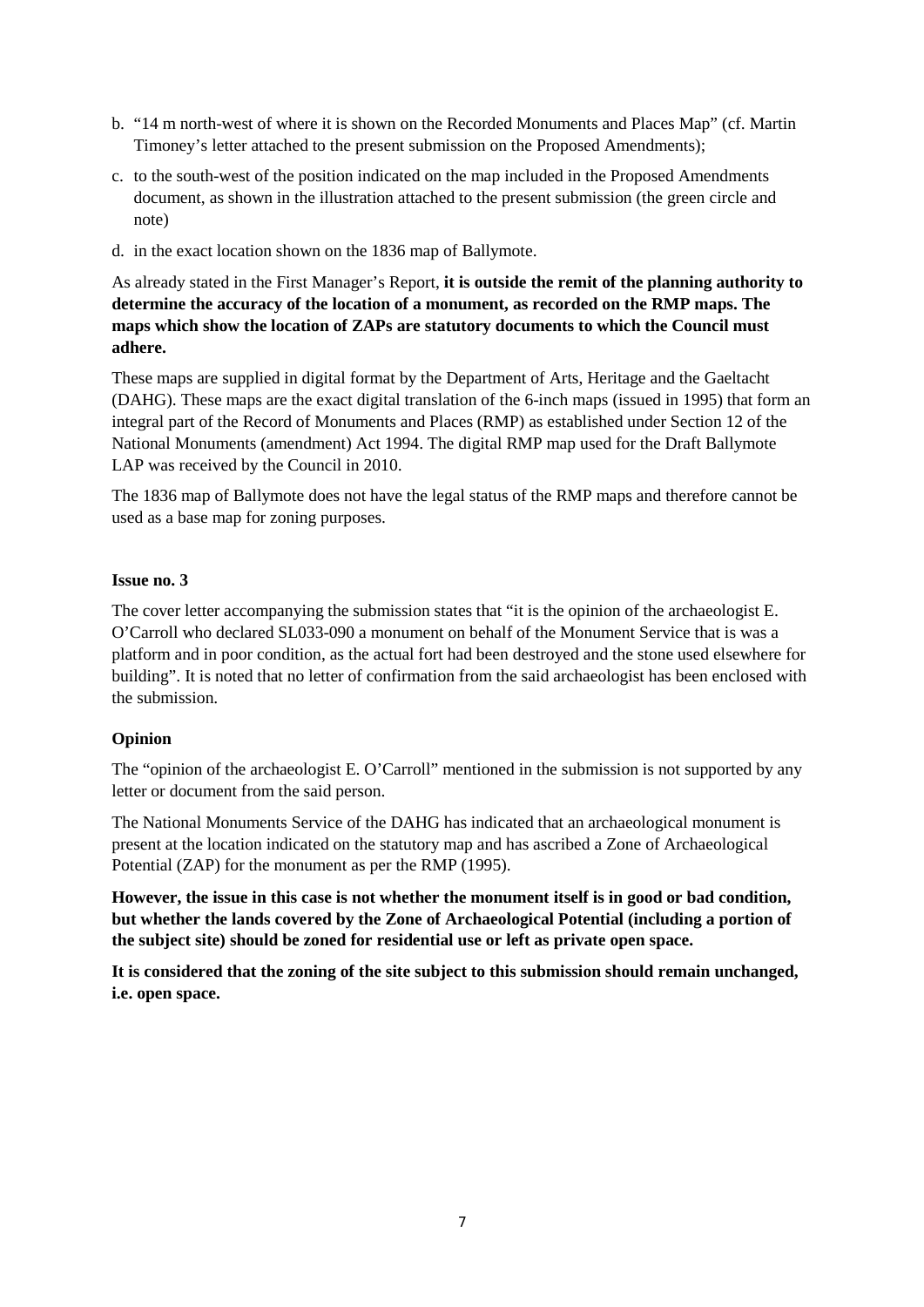b. "14 m north-west of where it is shown on the Recorded Monuments and Places Map" (cf. Martin Timoney's letter attached to the present submission on the Proposed Amendments);

c. to the south-west of the position indicated on the map included in the Proposed Amendments document, as shown in the illustration attached to the present submission (the green circle and note)

d. in the exact location shown on the 1836 map of Ballymote.

As already stated in the First Manager's Report, **it is outside the remit of the planning authority to determine the accuracy of the location of a monument, as recorded on the RMP maps. The maps which show the location of ZAPs are statutory documents to which the Council must adhere.**

These maps are supplied in digital format by the Department of Arts, Heritage and the Gaeltacht (DAHG). These maps are the exact digital translation of the 6-inch maps (issued in 1995) that form an integral part of the Record of Monuments and Places (RMP) as established under Section 12 of the National Monuments (amendment) Act 1994. The digital RMP map used for the Draft Ballymote LAP was received by the Council in 2010.

The 1836 map of Ballymote does not have the legal status of the RMP maps and therefore cannot be used as a base map for zoning purposes.

**Issue no. 3**

The cover letter accompanying the submission states that "it is the opinion of the archaeologist E. O'Carroll who declared SL033-090 a monument on behalf of the Monument Service that is was a platform and in poor condition, as the actual fort had been destroyed and the stone used elsewhere for building". It is noted that no letter of confirmation from the said archaeologist has been enclosed with the submission.

**Opinion**

The "opinion of the archaeologist E. O'Carroll" mentioned in the submission is not supported by any letter or document from the said person.

The National Monuments Service of the DAHG has indicated that an archaeological monument is present at the location indicated on the statutory map and has ascribed a Zone of Archaeological Potential (ZAP) for the monument as per the RMP (1995).

**However, the issue in this case is not whether the monument itself is in good or bad condition, but whether the lands covered by the Zone of Archaeological Potential (including a portion of the subject site) should be zoned for residential use or left as private open space.**

**It is considered that the zoning of the site subject to this submission should remain unchanged, i.e. open space.**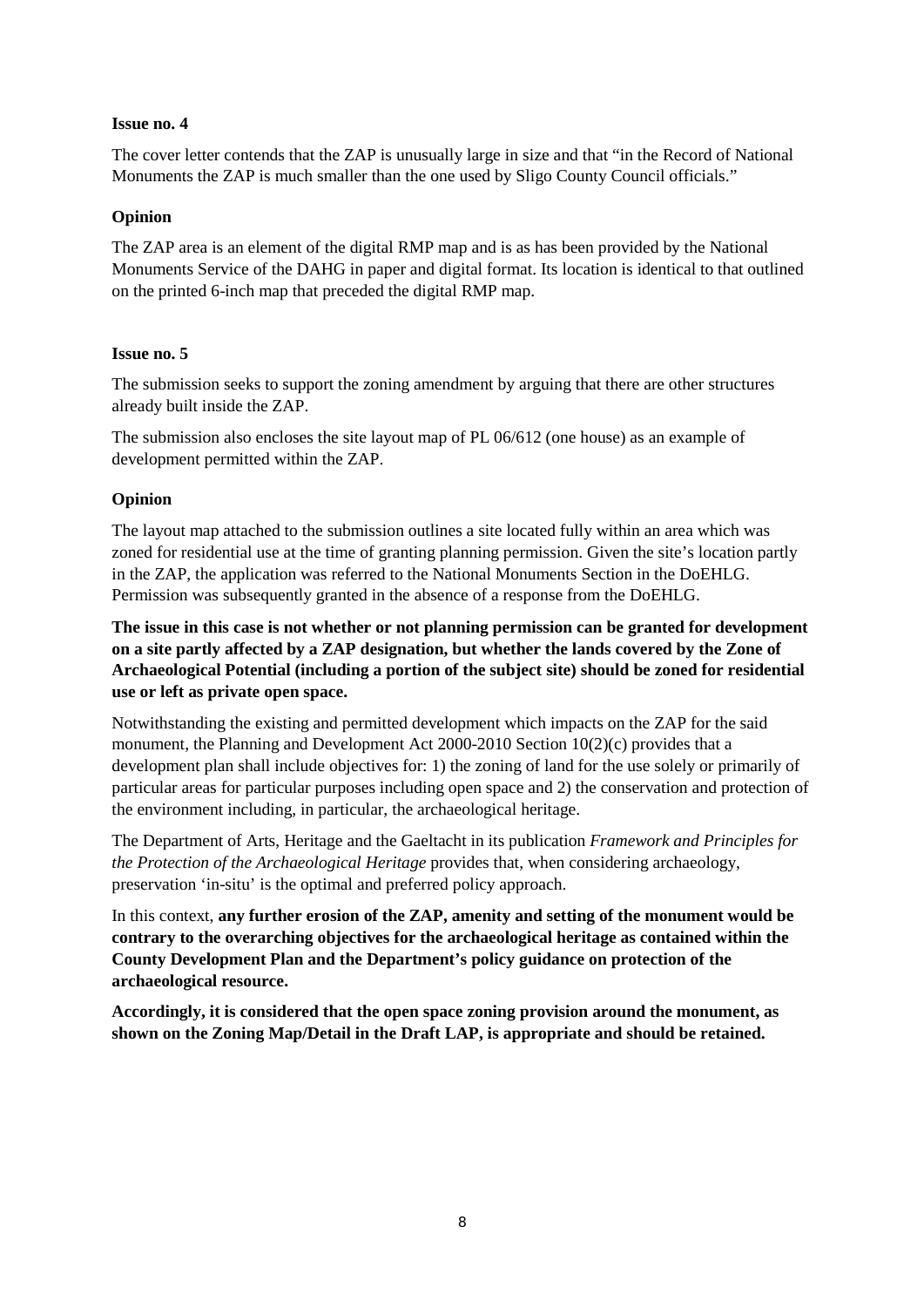**Issue no. 4**

The cover letter contends that the ZAP is unusually large in size and that "in the Record of National Monuments the ZAP is much smaller than the one used by Sligo County Council officials."

**Opinion**

The ZAP area is an element of the digital RMP map and is as has been provided by the National Monuments Service of the DAHG in paper and digital format. Its location is identical to that outlined on the printed 6-inch map that preceded the digital RMP map.

**Issue no. 5**

The submission seeks to support the zoning amendment by arguing that there are other structures already built inside the ZAP.

The submission also encloses the site layout map of PL 06/612 (one house) as an example of development permitted within the ZAP.

**Opinion**

The layout map attached to the submission outlines a site located fully within an area which was zoned for residential use at the time of granting planning permission. Given the site's location partly in the ZAP, the application was referred to the National Monuments Section in the DoEHLG. Permission was subsequently granted in the absence of a response from the DoEHLG.

**The issue in this case is not whether or not planning permission can be granted for development on a site partly affected by a ZAP designation, but whether the lands covered by the Zone of Archaeological Potential (including a portion of the subject site) should be zoned for residential use or left as private open space.**

Notwithstanding the existing and permitted development which impacts on the ZAP for the said monument, the Planning and Development Act 2000-2010 Section 10(2)(c) provides that a development plan shall include objectives for: 1) the zoning of land for the use solely or primarily of particular areas for particular purposes including open space and 2) the conservation and protection of the environment including, in particular, the archaeological heritage.

The Department of Arts, Heritage and the Gaeltacht in its publication *Framework and Principles for the Protection of the Archaeological Heritage* provides that, when considering archaeology, preservation 'in-situ' is the optimal and preferred policy approach.

In this context, **any further erosion of the ZAP, amenity and setting of the monument would be contrary to the overarching objectives for the archaeological heritage as contained within the County Development Plan and the Department's policy guidance on protection of the archaeological resource.**

**Accordingly, it is considered that the open space zoning provision around the monument, as shown on the Zoning Map/Detail in the Draft LAP, is appropriate and should be retained.**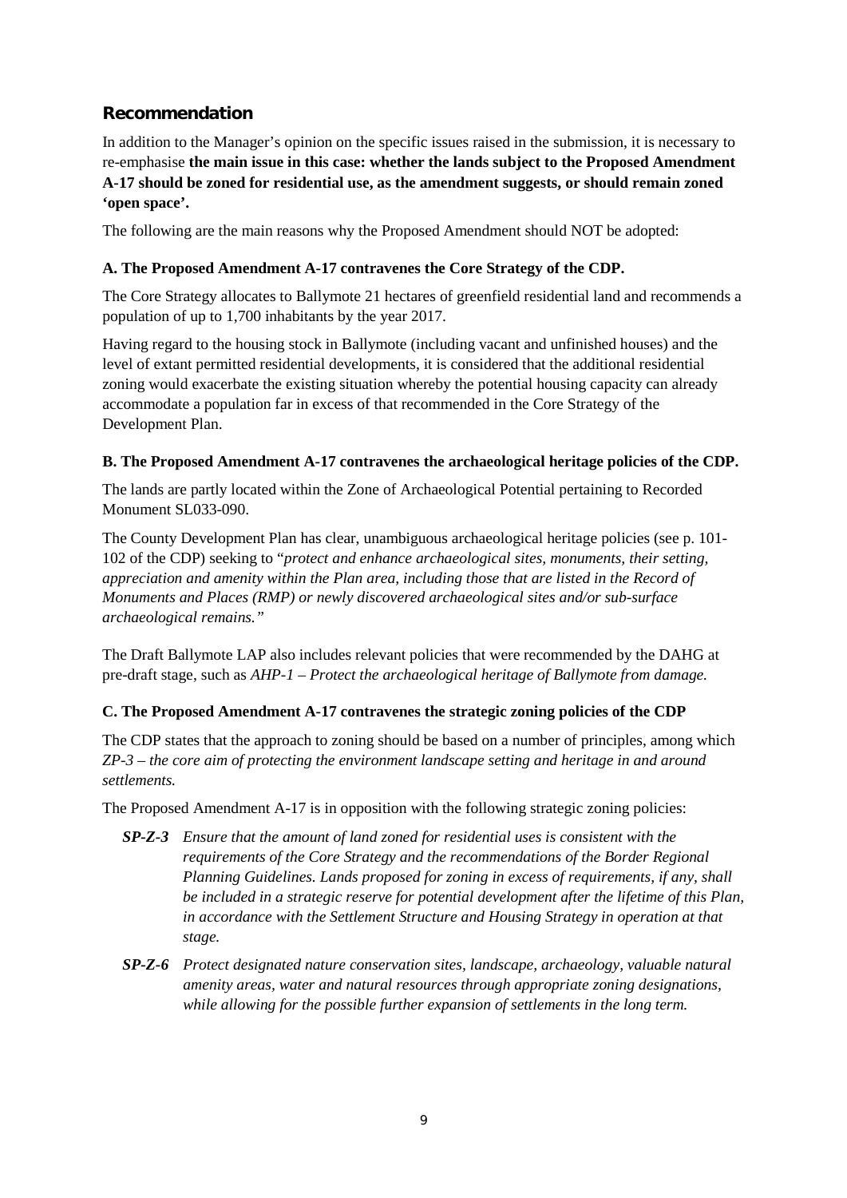## Recommendation

In addition to the Manager's opinion on the specific issues raised in the submission, it is necessary to re-emphasise **the main issue in this case: whether the lands subject to the Proposed Amendment A-17 should be zoned for residential use, as the amendment suggests, or should remain zoned 'open space'.**

The following are the main reasons why the Proposed Amendment should NOT be adopted:

**A. The Proposed Amendment A-17 contravenes the Core Strategy of the CDP.**

The Core Strategy allocates to Ballymote 21 hectares of greenfield residential land and recommends a population of up to 1,700 inhabitants by the year 2017.

Having regard to the housing stock in Ballymote (including vacant and unfinished houses) and the level of extant permitted residential developments, it is considered that the additional residential zoning would exacerbate the existing situation whereby the potential housing capacity can already accommodate a population far in excess of that recommended in the Core Strategy of the Development Plan.

**B. The Proposed Amendment A-17 contravenes the archaeological heritage policies of the CDP.**

The lands are partly located within the Zone of Archaeological Potential pertaining to Recorded Monument SL033-090.

The County Development Plan has clear, unambiguous archaeological heritage policies (see p. 101-102 of the CDP) seeking to "*protect and enhance archaeological sites, monuments, their setting, appreciation and amenity within the Plan area, including those that are listed in the Record of Monuments and Places (RMP) or newly discovered archaeological sites and/or sub-surface archaeological remains.*"

The Draft Ballymote LAP also includes relevant policies that were recommended by the DAHG at pre-draft stage, such as *AHP-1 – Protect the archaeological heritage of Ballymote from damage.*

**C. The Proposed Amendment A-17 contravenes the strategic zoning policies of the CDP**

The CDP states that the approach to zoning should be based on a number of principles, among which *ZP-3 – the core aim of protecting the environment landscape setting and heritage in and around settlements.*

The Proposed Amendment A-17 is in opposition with the following strategic zoning policies:

- ***SP-Z-3*** *Ensure that the amount of land zoned for residential uses is consistent with the requirements of the Core Strategy and the recommendations of the Border Regional Planning Guidelines. Lands proposed for zoning in excess of requirements, if any, shall be included in a strategic reserve for potential development after the lifetime of this Plan, in accordance with the Settlement Structure and Housing Strategy in operation at that stage.*
- ***SP-Z-6*** *Protect designated nature conservation sites, landscape, archaeology, valuable natural amenity areas, water and natural resources through appropriate zoning designations, while allowing for the possible further expansion of settlements in the long term.*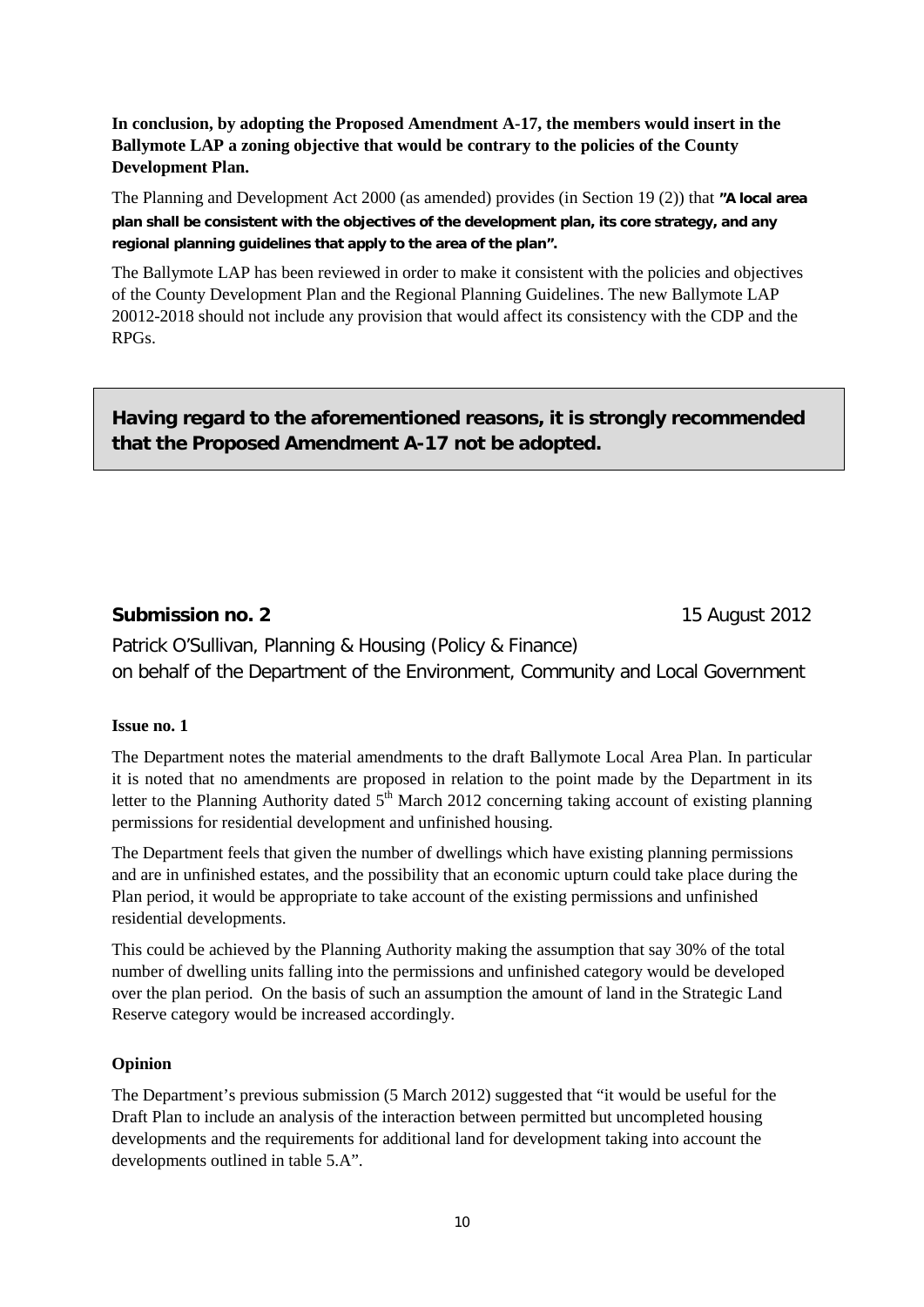**In conclusion, by adopting the Proposed Amendment A-17, the members would insert in the Ballymote LAP a zoning objective that would be contrary to the policies of the County Development Plan.**

The Planning and Development Act 2000 (as amended) provides (in Section 19 (2)) that **"A local area plan shall be consistent with the objectives of the development plan, its core strategy, and any regional planning guidelines that apply to the area of the plan".**

The Ballymote LAP has been reviewed in order to make it consistent with the policies and objectives of the County Development Plan and the Regional Planning Guidelines. The new Ballymote LAP 20012-2018 should not include any provision that would affect its consistency with the CDP and the RPGs.

> **Having regard to the aforementioned reasons, it is strongly recommended that the Proposed Amendment A-17 not be adopted.**

## Submission no. 2

15 August 2012

Patrick O'Sullivan, Planning & Housing (Policy & Finance)
on behalf of the Department of the Environment, Community and Local Government

**Issue no. 1**

The Department notes the material amendments to the draft Ballymote Local Area Plan. In particular it is noted that no amendments are proposed in relation to the point made by the Department in its letter to the Planning Authority dated 5th March 2012 concerning taking account of existing planning permissions for residential development and unfinished housing.

The Department feels that given the number of dwellings which have existing planning permissions and are in unfinished estates, and the possibility that an economic upturn could take place during the Plan period, it would be appropriate to take account of the existing permissions and unfinished residential developments.

This could be achieved by the Planning Authority making the assumption that say 30% of the total number of dwelling units falling into the permissions and unfinished category would be developed over the plan period. On the basis of such an assumption the amount of land in the Strategic Land Reserve category would be increased accordingly.

**Opinion**

The Department's previous submission (5 March 2012) suggested that "it would be useful for the Draft Plan to include an analysis of the interaction between permitted but uncompleted housing developments and the requirements for additional land for development taking into account the developments outlined in table 5.A".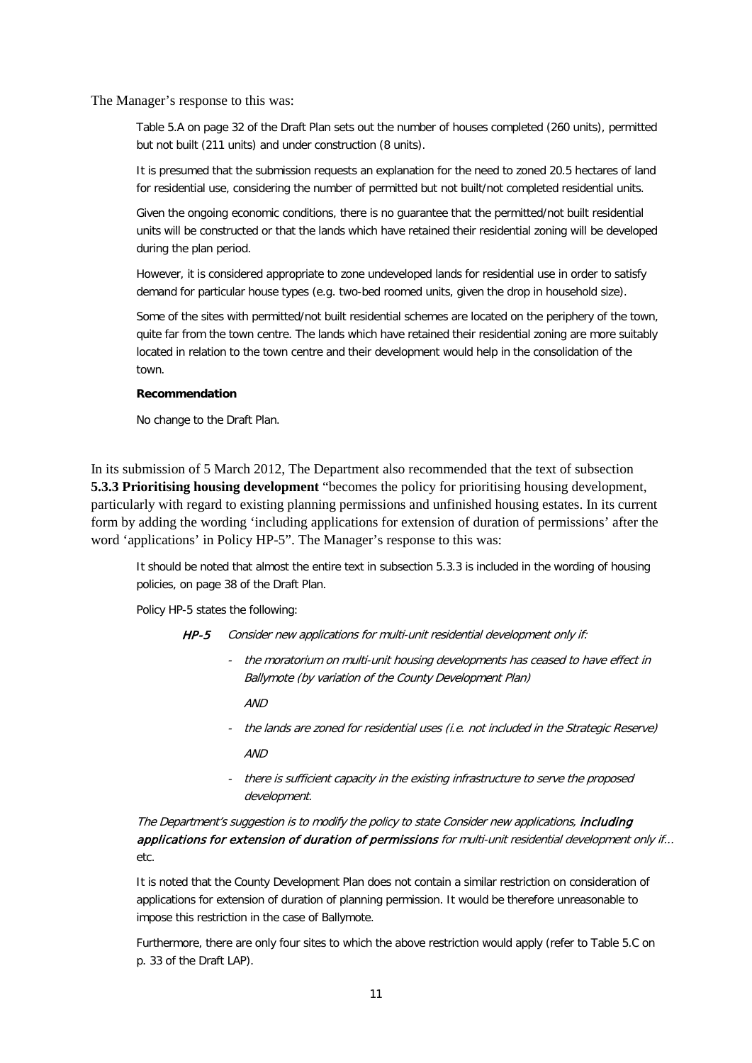The Manager's response to this was:

> Table 5.A on page 32 of the Draft Plan sets out the number of houses completed (260 units), permitted but not built (211 units) and under construction (8 units).
>
> It is presumed that the submission requests an explanation for the need to zoned 20.5 hectares of land for residential use, considering the number of permitted but not built/not completed residential units.
>
> Given the ongoing economic conditions, there is no guarantee that the permitted/not built residential units will be constructed or that the lands which have retained their residential zoning will be developed during the plan period.
>
> However, it is considered appropriate to zone undeveloped lands for residential use in order to satisfy demand for particular house types (e.g. two-bed roomed units, given the drop in household size).
>
> Some of the sites with permitted/not built residential schemes are located on the periphery of the town, quite far from the town centre. The lands which have retained their residential zoning are more suitably located in relation to the town centre and their development would help in the consolidation of the town.
>
> **Recommendation**
>
> No change to the Draft Plan.

In its submission of 5 March 2012, The Department also recommended that the text of subsection **5.3.3 Prioritising housing development** "becomes the policy for prioritising housing development, particularly with regard to existing planning permissions and unfinished housing estates. In its current form by adding the wording 'including applications for extension of duration of permissions' after the word 'applications' in Policy HP-5". The Manager's response to this was:

> It should be noted that almost the entire text in subsection 5.3.3 is included in the wording of housing policies, on page 38 of the Draft Plan.
>
> Policy HP-5 states the following:
>
> ***HP-5*** *Consider new applications for multi-unit residential development only if:*
>
> - *the moratorium on multi-unit housing developments has ceased to have effect in Ballymote (by variation of the County Development Plan)*
>
>   *AND*
>
> - *the lands are zoned for residential uses (i.e. not included in the Strategic Reserve)*
>
>   *AND*
>
> - *there is sufficient capacity in the existing infrastructure to serve the proposed development.*
>
> *The Department's suggestion is to modify the policy to state Consider new applications,* ***including applications for extension of duration of permissions*** *for multi-unit residential development only if...* etc.
>
> It is noted that the County Development Plan does not contain a similar restriction on consideration of applications for extension of duration of planning permission. It would be therefore unreasonable to impose this restriction in the case of Ballymote.
>
> Furthermore, there are only four sites to which the above restriction would apply (refer to Table 5.C on p. 33 of the Draft LAP).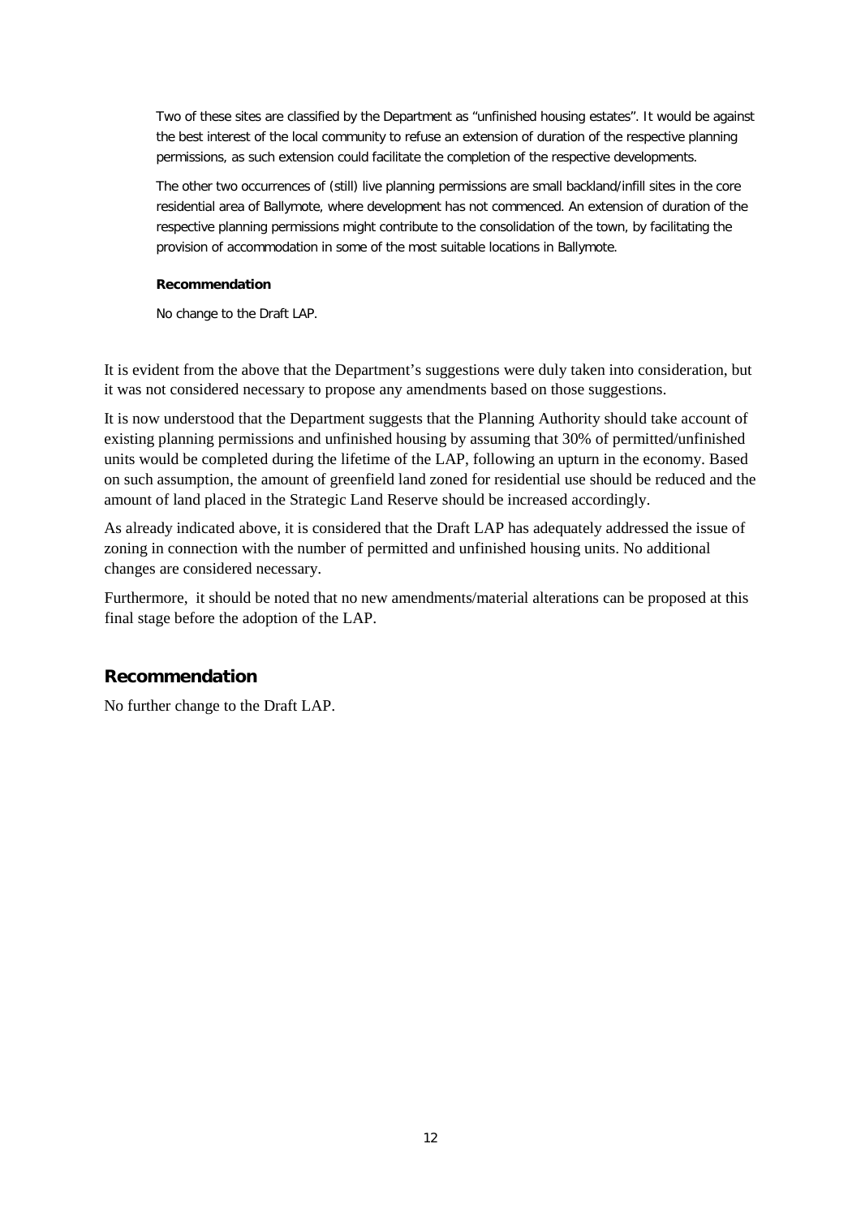> Two of these sites are classified by the Department as "unfinished housing estates". It would be against the best interest of the local community to refuse an extension of duration of the respective planning permissions, as such extension could facilitate the completion of the respective developments.
>
> The other two occurrences of (still) live planning permissions are small backland/infill sites in the core residential area of Ballymote, where development has not commenced. An extension of duration of the respective planning permissions might contribute to the consolidation of the town, by facilitating the provision of accommodation in some of the most suitable locations in Ballymote.
>
> **Recommendation**
>
> No change to the Draft LAP.

It is evident from the above that the Department's suggestions were duly taken into consideration, but it was not considered necessary to propose any amendments based on those suggestions.

It is now understood that the Department suggests that the Planning Authority should take account of existing planning permissions and unfinished housing by assuming that 30% of permitted/unfinished units would be completed during the lifetime of the LAP, following an upturn in the economy. Based on such assumption, the amount of greenfield land zoned for residential use should be reduced and the amount of land placed in the Strategic Land Reserve should be increased accordingly.

As already indicated above, it is considered that the Draft LAP has adequately addressed the issue of zoning in connection with the number of permitted and unfinished housing units. No additional changes are considered necessary.

Furthermore, it should be noted that no new amendments/material alterations can be proposed at this final stage before the adoption of the LAP.

## Recommendation

No further change to the Draft LAP.